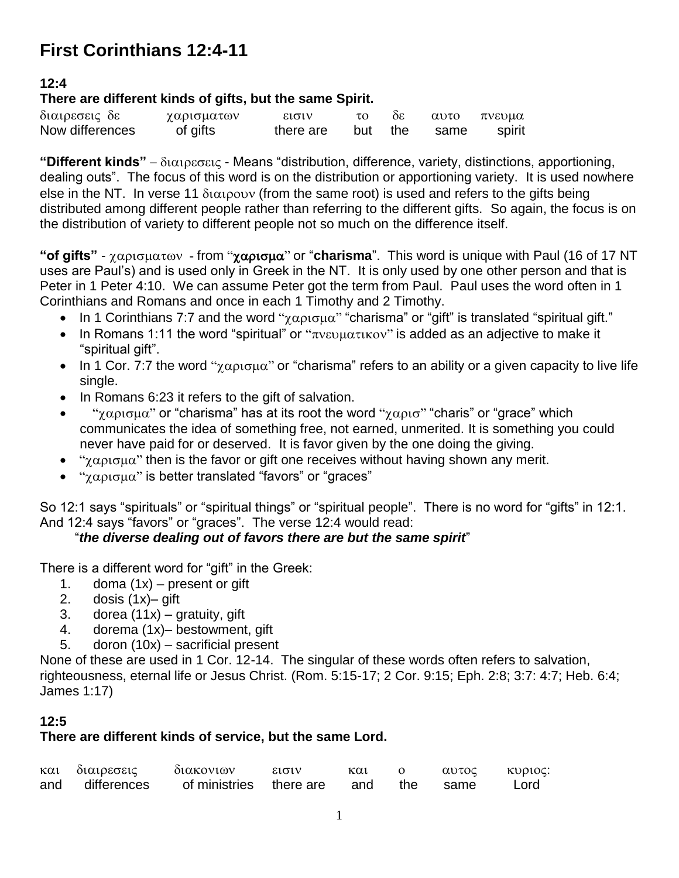# First Corinthians 12:4-11

**12:4**

**There are different kinds of gifts, but the same Spirit.**

| διαιρεσεις δε | χαρισματων | εισιν | το | δε | αυτο | πνευμα |
|---|---|---|---|---|---|---|
| Now differences | of gifts | there are | but | the | same | spirit |

**"Different kinds"** – διαιρεσεις - Means "distribution, difference, variety, distinctions, apportioning, dealing outs". The focus of this word is on the distribution or apportioning variety. It is used nowhere else in the NT. In verse 11 διαιρουν (from the same root) is used and refers to the gifts being distributed among different people rather than referring to the different gifts. So again, the focus is on the distribution of variety to different people not so much on the difference itself.

**"of gifts"** - χαρισματων - from "**χαρισμα**" or "**charisma**". This word is unique with Paul (16 of 17 NT uses are Paul's) and is used only in Greek in the NT. It is only used by one other person and that is Peter in 1 Peter 4:10. We can assume Peter got the term from Paul. Paul uses the word often in 1 Corinthians and Romans and once in each 1 Timothy and 2 Timothy.

- In 1 Corinthians 7:7 and the word "χαρισμα" "charisma" or "gift" is translated "spiritual gift."
- In Romans 1:11 the word "spiritual" or "πνευματικον" is added as an adjective to make it "spiritual gift".
- In 1 Cor. 7:7 the word "χαρισμα" or "charisma" refers to an ability or a given capacity to live life single.
- In Romans 6:23 it refers to the gift of salvation.
- "χαρισμα" or "charisma" has at its root the word "χαρισ" "charis" or "grace" which communicates the idea of something free, not earned, unmerited. It is something you could never have paid for or deserved. It is favor given by the one doing the giving.
- "χαρισμα" then is the favor or gift one receives without having shown any merit.
- "χαρισμα" is better translated "favors" or "graces"

So 12:1 says "spirituals" or "spiritual things" or "spiritual people". There is no word for "gifts" in 12:1. And 12:4 says "favors" or "graces". The verse 12:4 would read:

"***the diverse dealing out of favors there are but the same spirit***"

There is a different word for "gift" in the Greek:

1. doma (1x) – present or gift
2. dosis (1x)– gift
3. dorea (11x) – gratuity, gift
4. dorema (1x)– bestowment, gift
5. doron (10x) – sacrificial present

None of these are used in 1 Cor. 12-14. The singular of these words often refers to salvation, righteousness, eternal life or Jesus Christ. (Rom. 5:15-17; 2 Cor. 9:15; Eph. 2:8; 3:7: 4:7; Heb. 6:4; James 1:17)

**12:5**

**There are different kinds of service, but the same Lord.**

| και | διαιρεσεις | διακονιων | εισιν | και | ο | αυτος | κυριος: |
|---|---|---|---|---|---|---|---|
| and | differences | of ministries | there are | and | the | same | Lord |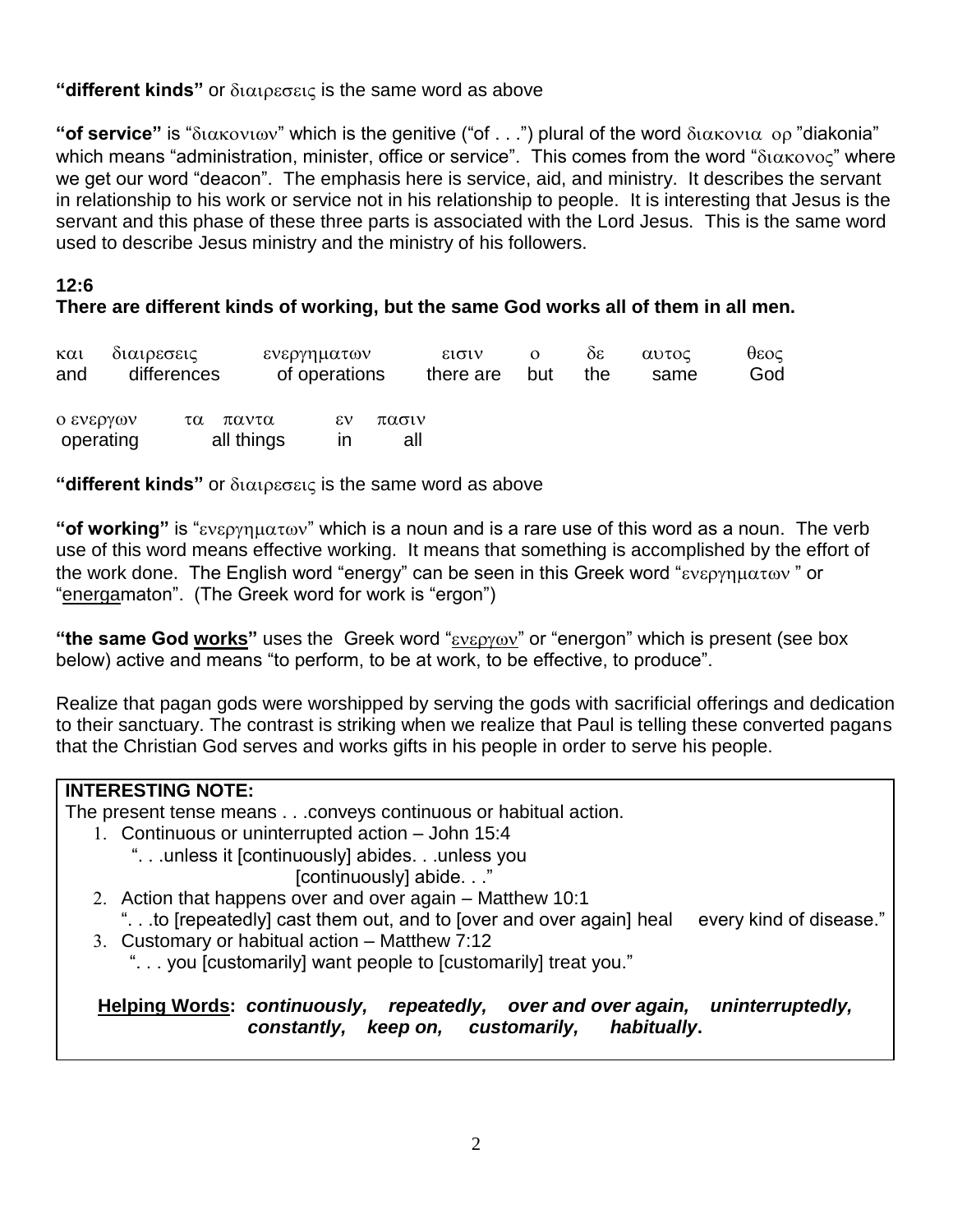**"different kinds"** or διαιρεσεις is the same word as above

**"of service"** is "διακονιων" which is the genitive ("of . . .") plural of the word διακονια or "diakonia" which means "administration, minister, office or service". This comes from the word "διακονος" where we get our word "deacon". The emphasis here is service, aid, and ministry. It describes the servant in relationship to his work or service not in his relationship to people. It is interesting that Jesus is the servant and this phase of these three parts is associated with the Lord Jesus. This is the same word used to describe Jesus ministry and the ministry of his followers.

**12:6**

**There are different kinds of working, but the same God works all of them in all men.**

| και | διαιρεσεις | ενεργηματων | εισιν | ο | δε | αυτος | θεος |
|---|---|---|---|---|---|---|---|
| and | differences | of operations | there are | but | the | same | God |

| ο ενεργων | τα παντα | εν | πασιν |
|---|---|---|---|
| operating | all things | in | all |

**"different kinds"** or διαιρεσεις is the same word as above

**"of working"** is "ενεργηματων" which is a noun and is a rare use of this word as a noun. The verb use of this word means effective working. It means that something is accomplished by the effort of the work done. The English word "energy" can be seen in this Greek word "ενεργηματων " or "energamaton". (The Greek word for work is "ergon")

**"the same God works"** uses the Greek word "ενεργων" or "energon" which is present (see box below) active and means "to perform, to be at work, to be effective, to produce".

Realize that pagan gods were worshipped by serving the gods with sacrificial offerings and dedication to their sanctuary. The contrast is striking when we realize that Paul is telling these converted pagans that the Christian God serves and works gifts in his people in order to serve his people.

**INTERESTING NOTE:**

The present tense means . . .conveys continuous or habitual action.

1. Continuous or uninterrupted action – John 15:4
   ". . .unless it [continuously] abides. . .unless you [continuously] abide. . ."
2. Action that happens over and over again – Matthew 10:1
   ". . .to [repeatedly] cast them out, and to [over and over again] heal every kind of disease."
3. Customary or habitual action – Matthew 7:12
   ". . . you [customarily] want people to [customarily] treat you."

**Helping Words**: ***continuously, repeatedly, over and over again, uninterruptedly, constantly, keep on, customarily, habitually***.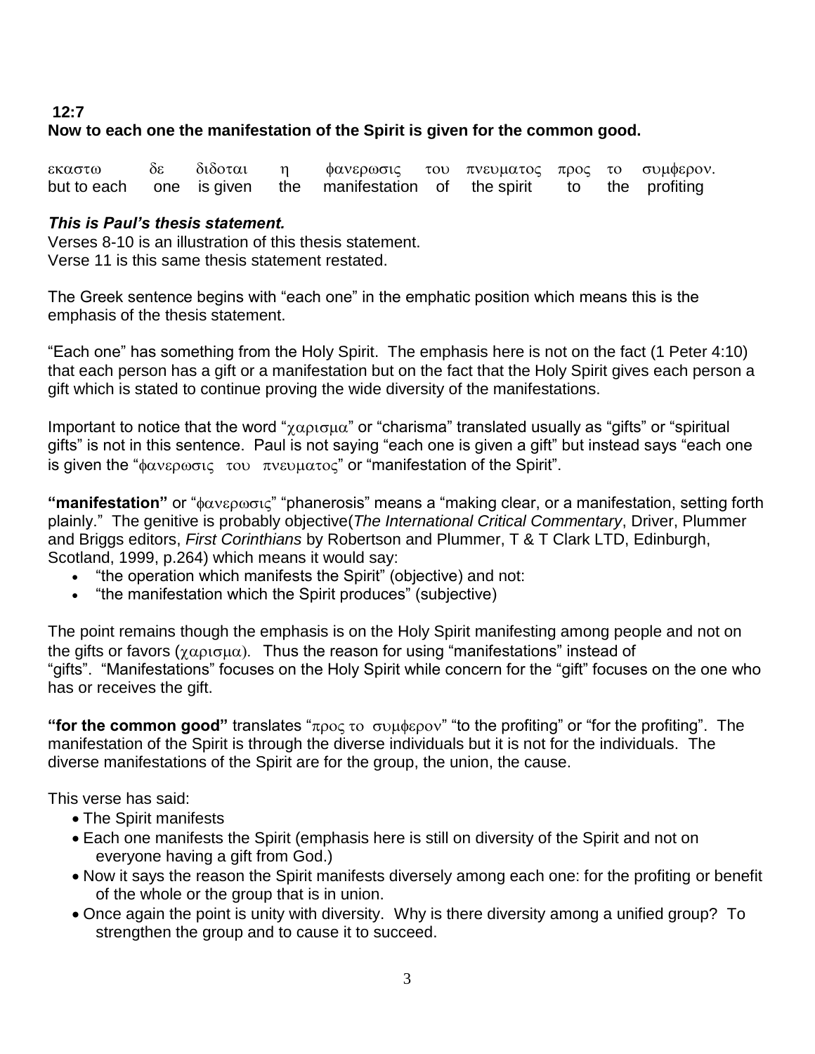**12:7**
**Now to each one the manifestation of the Spirit is given for the common good.**

| εκαστω | δε | διδοται | η | φανερωσις | του | πνευματος | προς | το | συμφερον. |
|---|---|---|---|---|---|---|---|---|---|
| but to each | one | is given | the | manifestation | of | the spirit | to | the | profiting |

***This is Paul's thesis statement.***
Verses 8-10 is an illustration of this thesis statement.
Verse 11 is this same thesis statement restated.

The Greek sentence begins with "each one" in the emphatic position which means this is the emphasis of the thesis statement.

"Each one" has something from the Holy Spirit. The emphasis here is not on the fact (1 Peter 4:10) that each person has a gift or a manifestation but on the fact that the Holy Spirit gives each person a gift which is stated to continue proving the wide diversity of the manifestations.

Important to notice that the word "χαρισμα" or "charisma" translated usually as "gifts" or "spiritual gifts" is not in this sentence. Paul is not saying "each one is given a gift" but instead says "each one is given the "φανερωσις του πνευματος" or "manifestation of the Spirit".

**"manifestation"** or "φανερωσις" "phanerosis" means a "making clear, or a manifestation, setting forth plainly." The genitive is probably objective(*The International Critical Commentary*, Driver, Plummer and Briggs editors, *First Corinthians* by Robertson and Plummer, T & T Clark LTD, Edinburgh, Scotland, 1999, p.264) which means it would say:

- "the operation which manifests the Spirit" (objective) and not:
- "the manifestation which the Spirit produces" (subjective)

The point remains though the emphasis is on the Holy Spirit manifesting among people and not on the gifts or favors (χαρισμα). Thus the reason for using "manifestations" instead of "gifts". "Manifestations" focuses on the Holy Spirit while concern for the "gift" focuses on the one who has or receives the gift.

**"for the common good"** translates "προς το συμφερον" "to the profiting" or "for the profiting". The manifestation of the Spirit is through the diverse individuals but it is not for the individuals. The diverse manifestations of the Spirit are for the group, the union, the cause.

This verse has said:

- The Spirit manifests
- Each one manifests the Spirit (emphasis here is still on diversity of the Spirit and not on everyone having a gift from God.)
- Now it says the reason the Spirit manifests diversely among each one: for the profiting or benefit of the whole or the group that is in union.
- Once again the point is unity with diversity. Why is there diversity among a unified group? To strengthen the group and to cause it to succeed.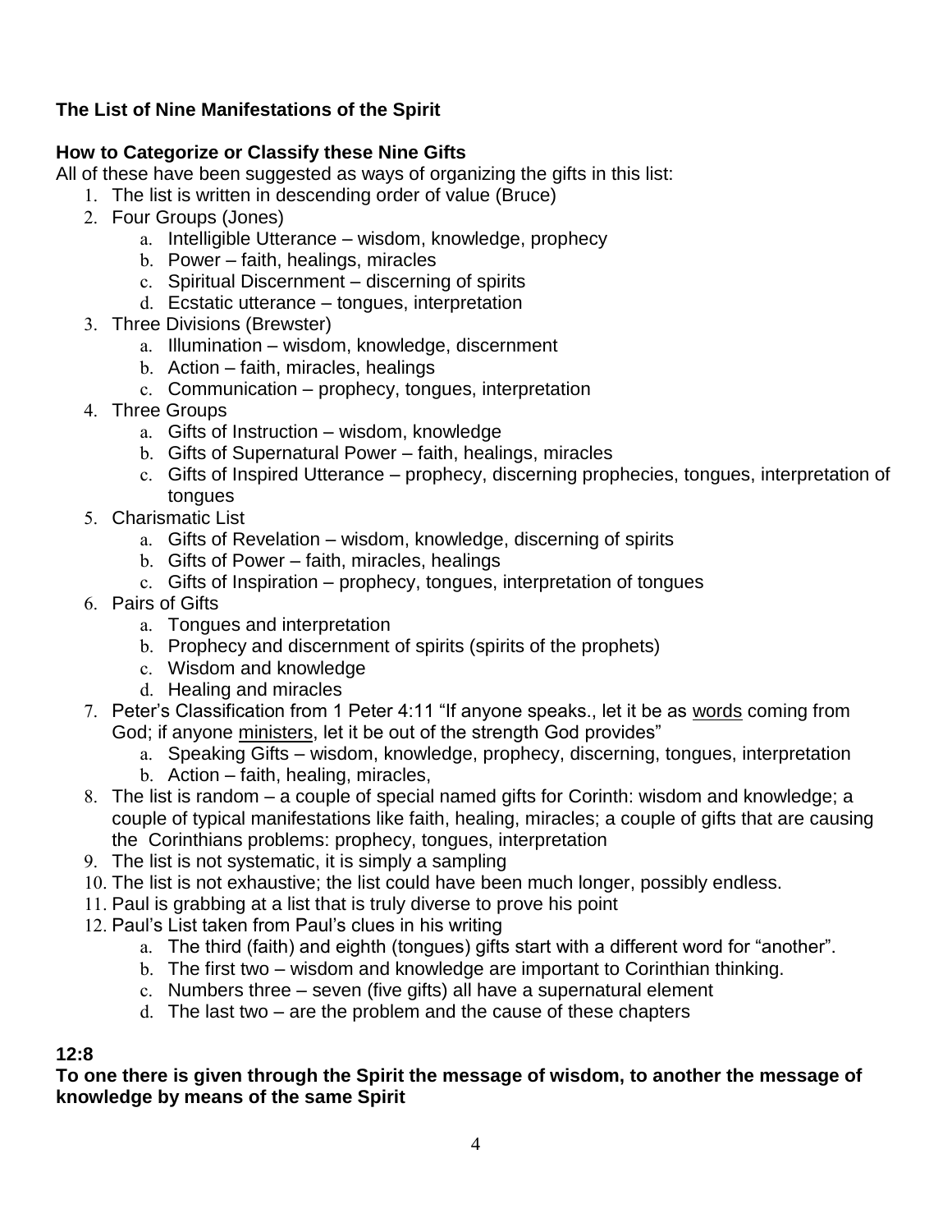**The List of Nine Manifestations of the Spirit**

**How to Categorize or Classify these Nine Gifts**

All of these have been suggested as ways of organizing the gifts in this list:

1. The list is written in descending order of value (Bruce)
2. Four Groups (Jones)
    a. Intelligible Utterance – wisdom, knowledge, prophecy
    b. Power – faith, healings, miracles
    c. Spiritual Discernment – discerning of spirits
    d. Ecstatic utterance – tongues, interpretation
3. Three Divisions (Brewster)
    a. Illumination – wisdom, knowledge, discernment
    b. Action – faith, miracles, healings
    c. Communication – prophecy, tongues, interpretation
4. Three Groups
    a. Gifts of Instruction – wisdom, knowledge
    b. Gifts of Supernatural Power – faith, healings, miracles
    c. Gifts of Inspired Utterance – prophecy, discerning prophecies, tongues, interpretation of tongues
5. Charismatic List
    a. Gifts of Revelation – wisdom, knowledge, discerning of spirits
    b. Gifts of Power – faith, miracles, healings
    c. Gifts of Inspiration – prophecy, tongues, interpretation of tongues
6. Pairs of Gifts
    a. Tongues and interpretation
    b. Prophecy and discernment of spirits (spirits of the prophets)
    c. Wisdom and knowledge
    d. Healing and miracles
7. Peter's Classification from 1 Peter 4:11 "If anyone speaks., let it be as <u>words</u> coming from God; if anyone <u>ministers</u>, let it be out of the strength God provides"
    a. Speaking Gifts – wisdom, knowledge, prophecy, discerning, tongues, interpretation
    b. Action – faith, healing, miracles,
8. The list is random – a couple of special named gifts for Corinth: wisdom and knowledge; a couple of typical manifestations like faith, healing, miracles; a couple of gifts that are causing the Corinthians problems: prophecy, tongues, interpretation
9. The list is not systematic, it is simply a sampling
10. The list is not exhaustive; the list could have been much longer, possibly endless.
11. Paul is grabbing at a list that is truly diverse to prove his point
12. Paul's List taken from Paul's clues in his writing
    a. The third (faith) and eighth (tongues) gifts start with a different word for "another".
    b. The first two – wisdom and knowledge are important to Corinthian thinking.
    c. Numbers three – seven (five gifts) all have a supernatural element
    d. The last two – are the problem and the cause of these chapters

**12:8**

**To one there is given through the Spirit the message of wisdom, to another the message of knowledge by means of the same Spirit**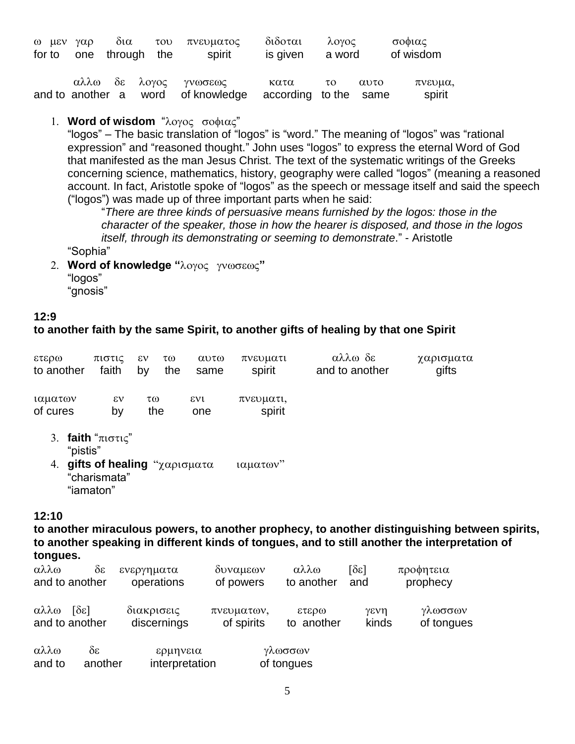| ω μεν γαρ | δια | του | πνευματος | διδοται | λογος | σοφιας |
|---|---|---|---|---|---|---|
| for to one | through | the | spirit | is given | a word | of wisdom |

| αλλω δε | λογος | γνωσεως | κατα | το | αυτο | πνευμα, |
|---|---|---|---|---|---|---|
| and to another a | word | of knowledge | according | to the | same | spirit |

1. **Word of wisdom** "λογος σοφιας"
   "logos" – The basic translation of "logos" is "word." The meaning of "logos" was "rational expression" and "reasoned thought." John uses "logos" to express the eternal Word of God that manifested as the man Jesus Christ. The text of the systematic writings of the Greeks concerning science, mathematics, history, geography were called "logos" (meaning a reasoned account. In fact, Aristotle spoke of "logos" as the speech or message itself and said the speech ("logos") was made up of three important parts when he said:

   > "*There are three kinds of persuasive means furnished by the logos: those in the character of the speaker, those in how the hearer is disposed, and those in the logos itself, through its demonstrating or seeming to demonstrate*." - Aristotle

   "Sophia"
2. **Word of knowledge "**λογος γνωσεως**"**
   "logos"
   "gnosis"

**12:9**
**to another faith by the same Spirit, to another gifts of healing by that one Spirit**

| ετερω | πιστις | εν | τω | αυτω | πνευματι | αλλω δε | χαρισματα |
|---|---|---|---|---|---|---|---|
| to another | faith | by | the | same | spirit | and to another | gifts |

| ιαματων | εν | τω | ενι | πνευματι, |
|---|---|---|---|---|
| of cures | by | the | one | spirit |

3. **faith** "πιστις"
   "pistis"
4. **gifts of healing** "χαρισματα ιαματων"
   "charismata"
   "iamaton"

**12:10**
**to another miraculous powers, to another prophecy, to another distinguishing between spirits, to another speaking in different kinds of tongues, and to still another the interpretation of tongues.**

| αλλω δε | ενεργηματα | δυναμεων | αλλω | [δε] | προφητεια |
|---|---|---|---|---|---|
| and to another | operations | of powers | to another | and | prophecy |

| αλλω [δε] | διακρισεις | πνευματων, | ετερω | γενη | γλωσσων |
|---|---|---|---|---|---|
| and to another | discernings | of spirits | to another | kinds | of tongues |

| αλλω | δε | ερμηνεια | γλωσσων |
|---|---|---|---|
| and to | another | interpretation | of tongues |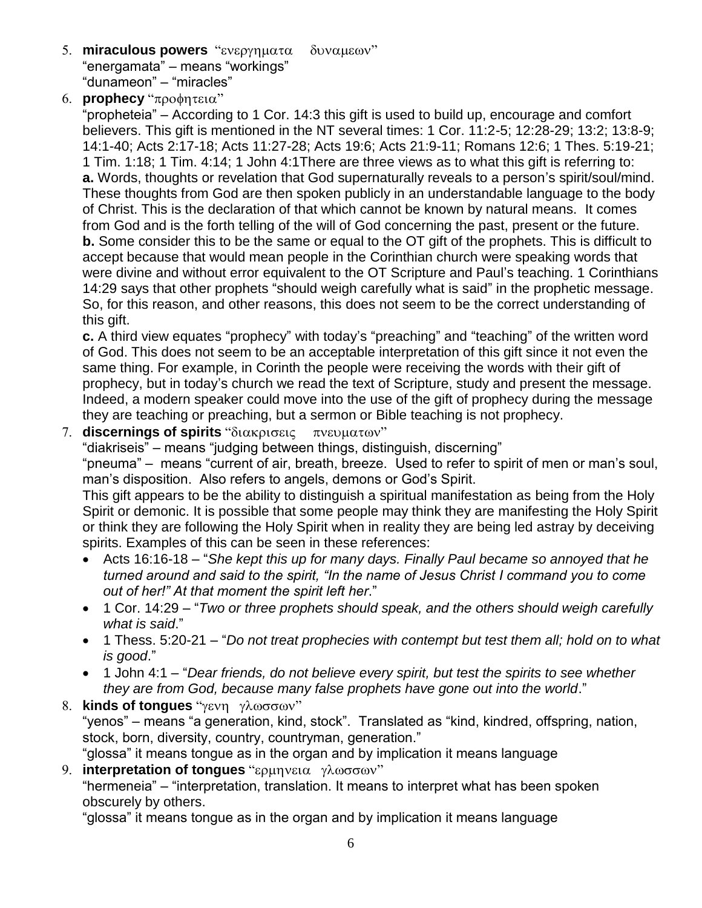5. **miraculous powers** "ενεργηματα δυναμεων"
   "energamata" – means "workings"
   "dunameon" – "miracles"
6. **prophecy** "προφητεια"
   "propheteia" – According to 1 Cor. 14:3 this gift is used to build up, encourage and comfort believers. This gift is mentioned in the NT several times: 1 Cor. 11:2-5; 12:28-29; 13:2; 13:8-9; 14:1-40; Acts 2:17-18; Acts 11:27-28; Acts 19:6; Acts 21:9-11; Romans 12:6; 1 Thes. 5:19-21; 1 Tim. 1:18; 1 Tim. 4:14; 1 John 4:1There are three views as to what this gift is referring to:
   **a.** Words, thoughts or revelation that God supernaturally reveals to a person's spirit/soul/mind. These thoughts from God are then spoken publicly in an understandable language to the body of Christ. This is the declaration of that which cannot be known by natural means. It comes from God and is the forth telling of the will of God concerning the past, present or the future.
   **b.** Some consider this to be the same or equal to the OT gift of the prophets. This is difficult to accept because that would mean people in the Corinthian church were speaking words that were divine and without error equivalent to the OT Scripture and Paul's teaching. 1 Corinthians 14:29 says that other prophets "should weigh carefully what is said" in the prophetic message. So, for this reason, and other reasons, this does not seem to be the correct understanding of this gift.
   **c.** A third view equates "prophecy" with today's "preaching" and "teaching" of the written word of God. This does not seem to be an acceptable interpretation of this gift since it not even the same thing. For example, in Corinth the people were receiving the words with their gift of prophecy, but in today's church we read the text of Scripture, study and present the message. Indeed, a modern speaker could move into the use of the gift of prophecy during the message they are teaching or preaching, but a sermon or Bible teaching is not prophecy.
7. **discernings of spirits** "διακρισεις πνευματων"
   "diakriseis" – means "judging between things, distinguish, discerning"
   "pneuma" – means "current of air, breath, breeze. Used to refer to spirit of men or man's soul, man's disposition. Also refers to angels, demons or God's Spirit.
   This gift appears to be the ability to distinguish a spiritual manifestation as being from the Holy Spirit or demonic. It is possible that some people may think they are manifesting the Holy Spirit or think they are following the Holy Spirit when in reality they are being led astray by deceiving spirits. Examples of this can be seen in these references:
   - Acts 16:16-18 – "*She kept this up for many days. Finally Paul became so annoyed that he turned around and said to the spirit, "In the name of Jesus Christ I command you to come out of her!" At that moment the spirit left her*."
   - 1 Cor. 14:29 – "*Two or three prophets should speak, and the others should weigh carefully what is said*."
   - 1 Thess. 5:20-21 – "*Do not treat prophecies with contempt but test them all; hold on to what is good*."
   - 1 John 4:1 – "*Dear friends, do not believe every spirit, but test the spirits to see whether they are from God, because many false prophets have gone out into the world*."
8. **kinds of tongues** "γενη γλωσσων"
   "yenos" – means "a generation, kind, stock". Translated as "kind, kindred, offspring, nation, stock, born, diversity, country, countryman, generation."
   "glossa" it means tongue as in the organ and by implication it means language
9. **interpretation of tongues** "ερμηνεια γλωσσων"
   "hermeneia" – "interpretation, translation. It means to interpret what has been spoken obscurely by others.
   "glossa" it means tongue as in the organ and by implication it means language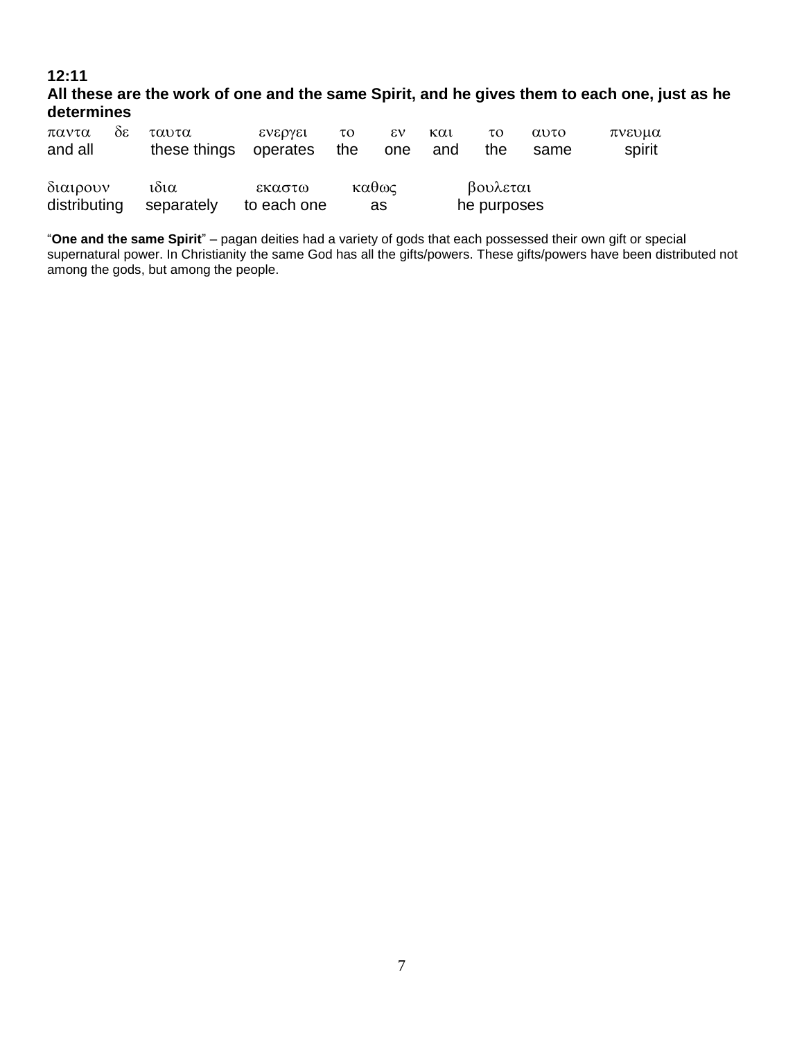**12:11**

**All these are the work of one and the same Spirit, and he gives them to each one, just as he determines**

| | | | | | | | | | |
|---|---|---|---|---|---|---|---|---|---|
| παντα δε | ταυτα | ενεργει | το | εν | και | το | αυτο | πνευμα |
| and all | these things | operates | the | one | and | the | same | spirit |

| | | | | |
|---|---|---|---|---|
| διαιρουν | ιδια | εκαστω | καθως | βουλεται |
| distributing | separately | to each one | as | he purposes |

"**One and the same Spirit**" – pagan deities had a variety of gods that each possessed their own gift or special supernatural power. In Christianity the same God has all the gifts/powers. These gifts/powers have been distributed not among the gods, but among the people.